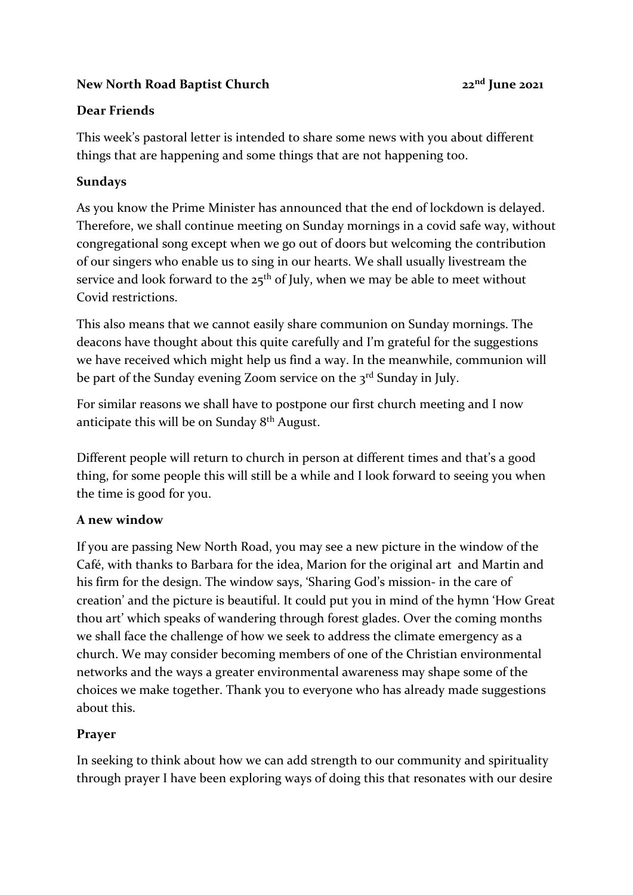**New North Road Baptist Church** **22nd June 2021**

**Dear Friends**

This week's pastoral letter is intended to share some news with you about different things that are happening and some things that are not happening too.

**Sundays**

As you know the Prime Minister has announced that the end of lockdown is delayed. Therefore, we shall continue meeting on Sunday mornings in a covid safe way, without congregational song except when we go out of doors but welcoming the contribution of our singers who enable us to sing in our hearts. We shall usually livestream the service and look forward to the 25th of July, when we may be able to meet without Covid restrictions.

This also means that we cannot easily share communion on Sunday mornings. The deacons have thought about this quite carefully and I'm grateful for the suggestions we have received which might help us find a way. In the meanwhile, communion will be part of the Sunday evening Zoom service on the 3rd Sunday in July.

For similar reasons we shall have to postpone our first church meeting and I now anticipate this will be on Sunday 8th August.

Different people will return to church in person at different times and that's a good thing, for some people this will still be a while and I look forward to seeing you when the time is good for you.

**A new window**

If you are passing New North Road, you may see a new picture in the window of the Café, with thanks to Barbara for the idea, Marion for the original art and Martin and his firm for the design. The window says, 'Sharing God's mission- in the care of creation' and the picture is beautiful. It could put you in mind of the hymn 'How Great thou art' which speaks of wandering through forest glades. Over the coming months we shall face the challenge of how we seek to address the climate emergency as a church. We may consider becoming members of one of the Christian environmental networks and the ways a greater environmental awareness may shape some of the choices we make together. Thank you to everyone who has already made suggestions about this.

**Prayer**

In seeking to think about how we can add strength to our community and spirituality through prayer I have been exploring ways of doing this that resonates with our desire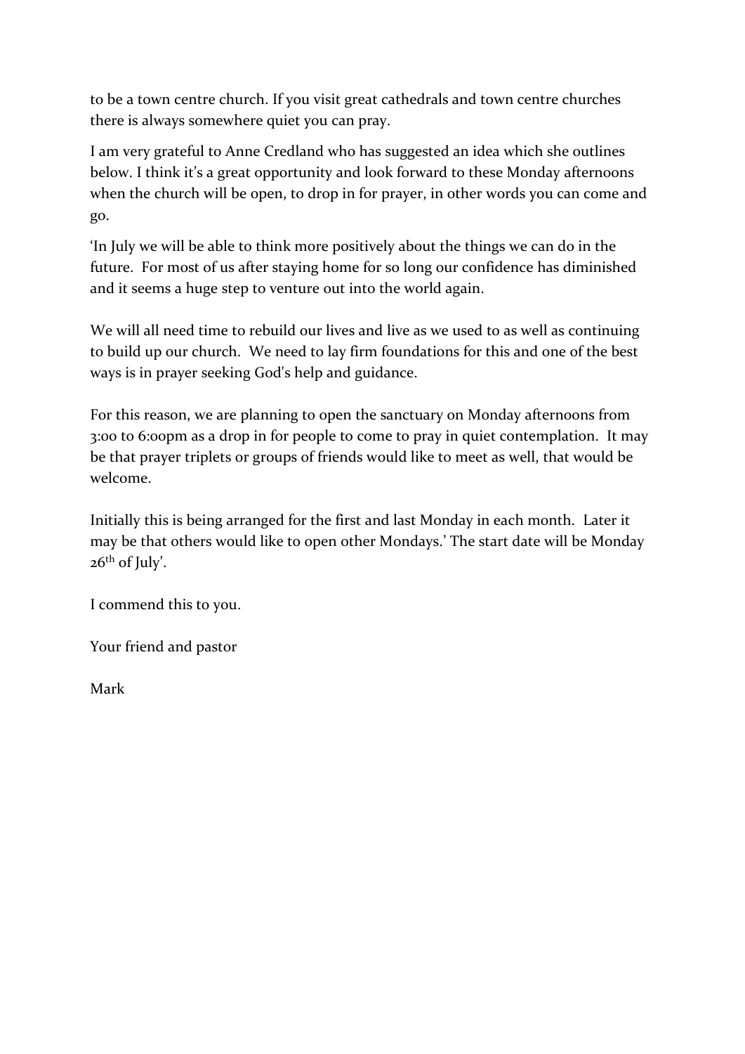to be a town centre church. If you visit great cathedrals and town centre churches there is always somewhere quiet you can pray.

I am very grateful to Anne Credland who has suggested an idea which she outlines below. I think it's a great opportunity and look forward to these Monday afternoons when the church will be open, to drop in for prayer, in other words you can come and go.

'In July we will be able to think more positively about the things we can do in the future. For most of us after staying home for so long our confidence has diminished and it seems a huge step to venture out into the world again.

We will all need time to rebuild our lives and live as we used to as well as continuing to build up our church. We need to lay firm foundations for this and one of the best ways is in prayer seeking God's help and guidance.

For this reason, we are planning to open the sanctuary on Monday afternoons from 3:00 to 6:00pm as a drop in for people to come to pray in quiet contemplation. It may be that prayer triplets or groups of friends would like to meet as well, that would be welcome.

Initially this is being arranged for the first and last Monday in each month. Later it may be that others would like to open other Mondays.' The start date will be Monday 26th of July'.

I commend this to you.

Your friend and pastor

Mark